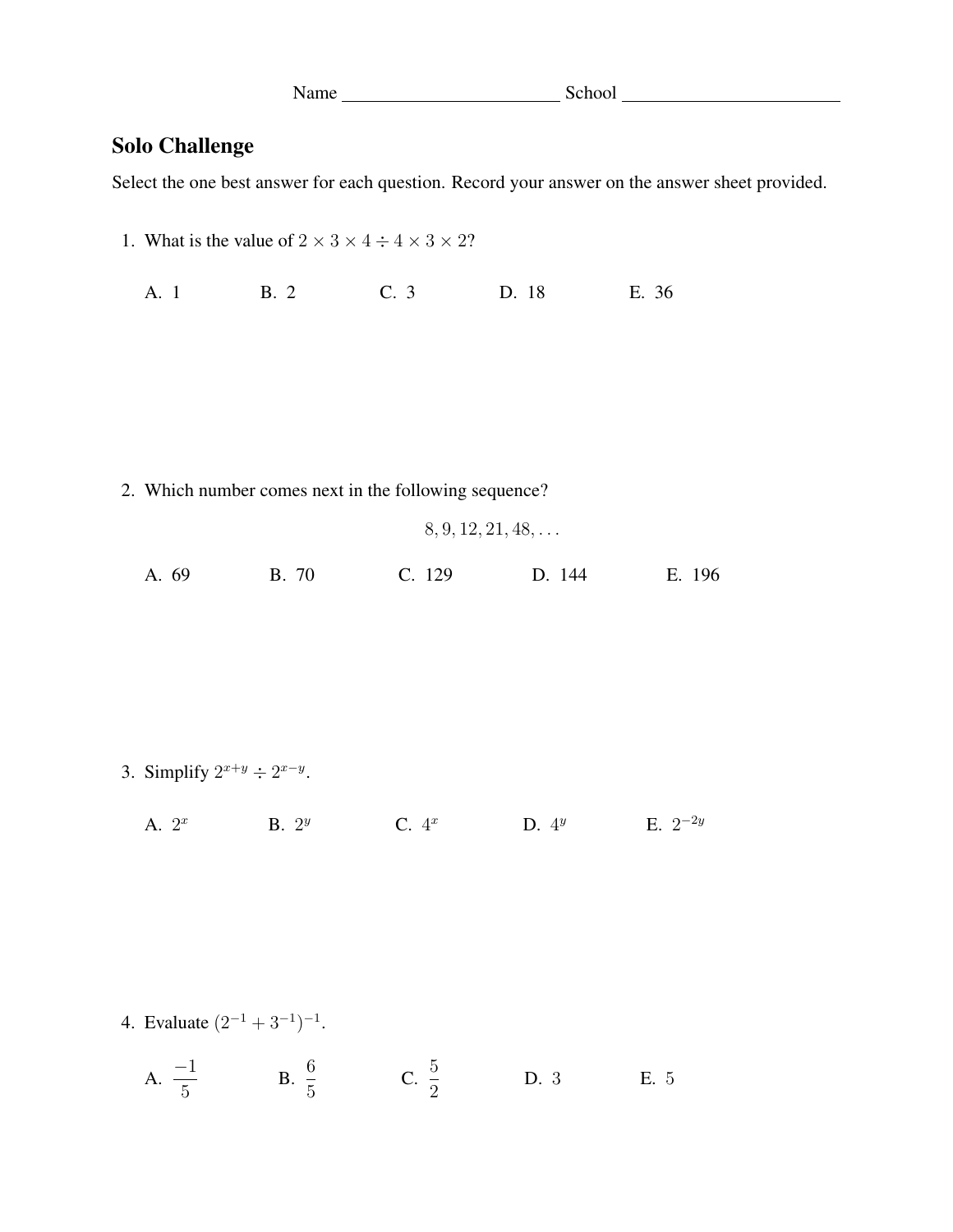Name ________________________ School ________________________

## Solo Challenge

Select the one best answer for each question. Record your answer on the answer sheet provided.

1. What is the value of $2 \times 3 \times 4 \div 4 \times 3 \times 2$?

   A. 1 B. 2 C. 3 D. 18 E. 36

2. Which number comes next in the following sequence?

   $$8, 9, 12, 21, 48, \ldots$$

   A. 69 B. 70 C. 129 D. 144 E. 196

3. Simplify $2^{x+y} \div 2^{x-y}$.

   A. $2^x$ B. $2^y$ C. $4^x$ D. $4^y$ E. $2^{-2y}$

4. Evaluate $(2^{-1} + 3^{-1})^{-1}$.

   A. $\frac{-1}{5}$ B. $\frac{6}{5}$ C. $\frac{5}{2}$ D. $3$ E. $5$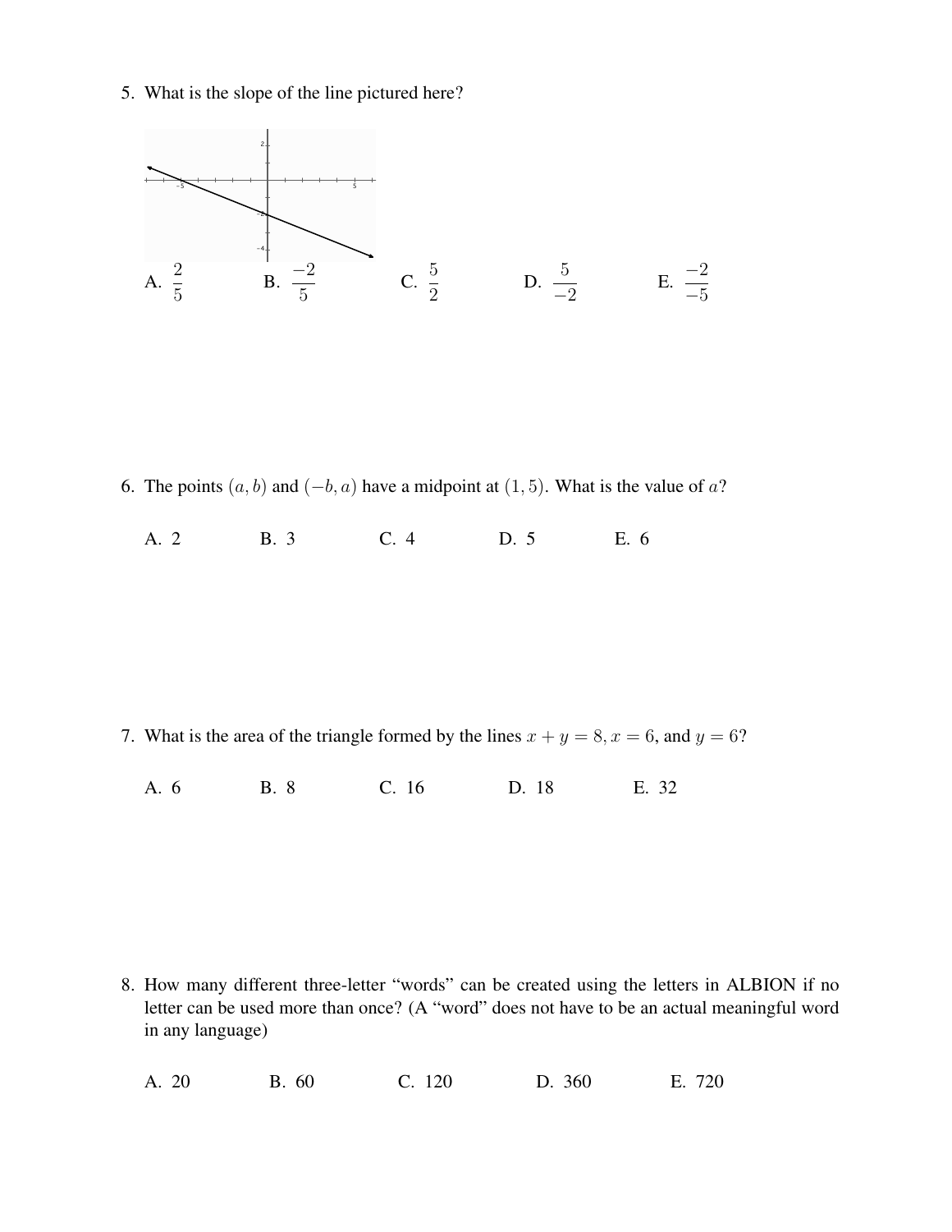5. What is the slope of the line pictured here?

A. $\frac{2}{5}$ B. $\frac{-2}{5}$ C. $\frac{5}{2}$ D. $\frac{5}{-2}$ E. $\frac{-2}{-5}$

6. The points $(a, b)$ and $(-b, a)$ have a midpoint at $(1, 5)$. What is the value of $a$?

A. 2 B. 3 C. 4 D. 5 E. 6

7. What is the area of the triangle formed by the lines $x + y = 8, x = 6$, and $y = 6$?

A. 6 B. 8 C. 16 D. 18 E. 32

8. How many different three-letter "words" can be created using the letters in ALBION if no letter can be used more than once? (A "word" does not have to be an actual meaningful word in any language)

A. 20 B. 60 C. 120 D. 360 E. 720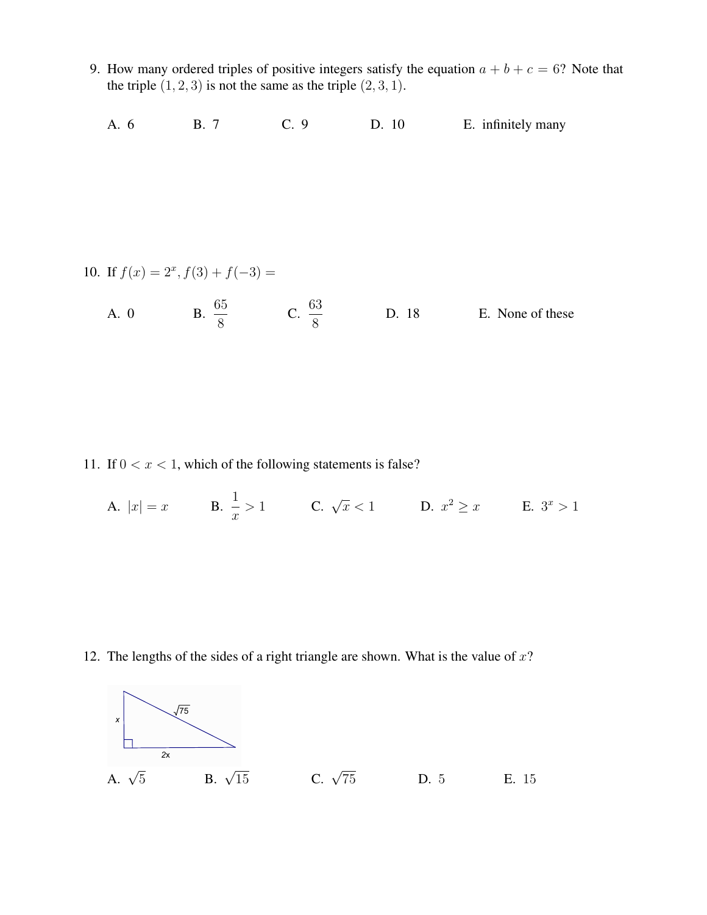9. How many ordered triples of positive integers satisfy the equation $a + b + c = 6$? Note that the triple $(1, 2, 3)$ is not the same as the triple $(2, 3, 1)$.

   A. 6 B. 7 C. 9 D. 10 E. infinitely many

10. If $f(x) = 2^x$, $f(3) + f(-3) =$

    A. 0 B. $\dfrac{65}{8}$ C. $\dfrac{63}{8}$ D. 18 E. None of these

11. If $0 < x < 1$, which of the following statements is false?

    A. $|x| = x$ B. $\dfrac{1}{x} > 1$ C. $\sqrt{x} < 1$ D. $x^2 \geq x$ E. $3^x > 1$

12. The lengths of the sides of a right triangle are shown. What is the value of $x$?

    x

    $\sqrt{75}$

    2x

    A. $\sqrt{5}$ B. $\sqrt{15}$ C. $\sqrt{75}$ D. 5 E. 15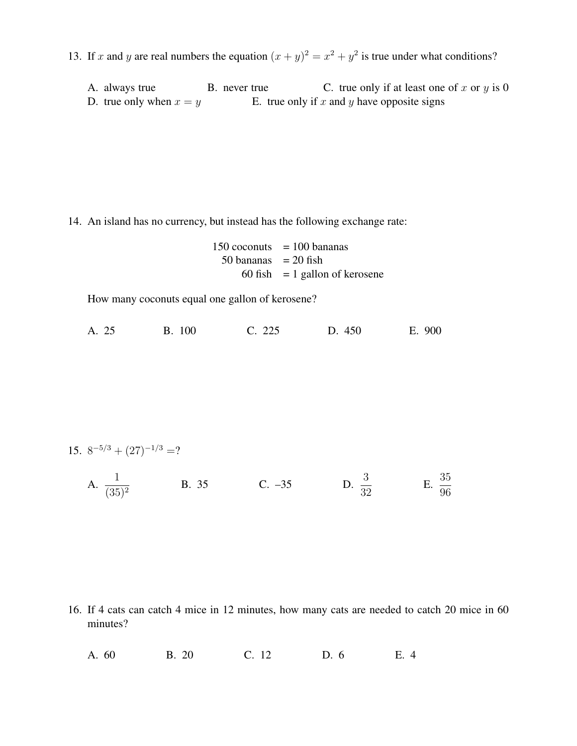13. If $x$ and $y$ are real numbers the equation $(x + y)^2 = x^2 + y^2$ is true under what conditions?

A. always true  B. never true  C. true only if at least one of $x$ or $y$ is 0
D. true only when $x = y$  E. true only if $x$ and $y$ have opposite signs

14. An island has no currency, but instead has the following exchange rate:

$$\begin{aligned} 150 \text{ coconuts} &= 100 \text{ bananas} \\ 50 \text{ bananas} &= 20 \text{ fish} \\ 60 \text{ fish} &= 1 \text{ gallon of kerosene} \end{aligned}$$

How many coconuts equal one gallon of kerosene?

A. 25  B. 100  C. 225  D. 450  E. 900

15. $8^{-5/3} + (27)^{-1/3} =?$

A. $\dfrac{1}{(35)^2}$  B. 35  C. –35  D. $\dfrac{3}{32}$  E. $\dfrac{35}{96}$

16. If 4 cats can catch 4 mice in 12 minutes, how many cats are needed to catch 20 mice in 60 minutes?

A. 60  B. 20  C. 12  D. 6  E. 4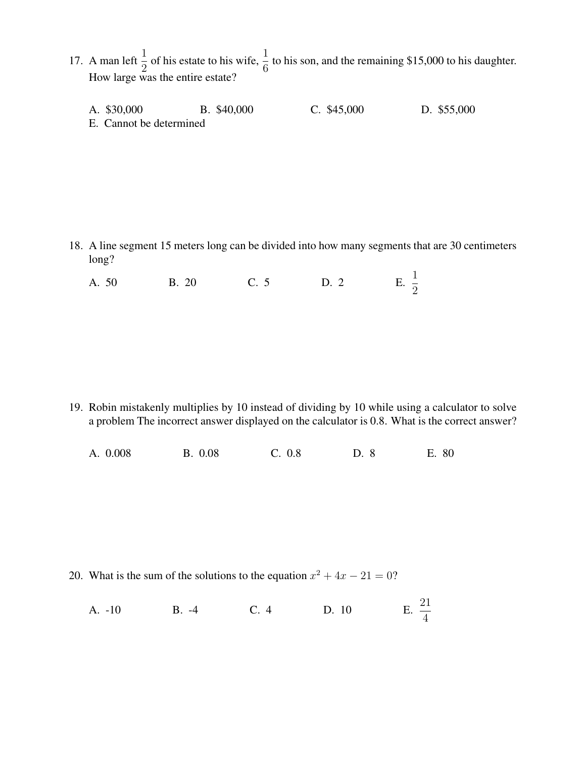17. A man left $\frac{1}{2}$ of his estate to his wife, $\frac{1}{6}$ to his son, and the remaining $15,000 to his daughter. How large was the entire estate?

    A. $30,000 B. $40,000 C. $45,000 D. $55,000
    E. Cannot be determined

18. A line segment 15 meters long can be divided into how many segments that are 30 centimeters long?

    A. 50 B. 20 C. 5 D. 2 E. $\frac{1}{2}$

19. Robin mistakenly multiplies by 10 instead of dividing by 10 while using a calculator to solve a problem The incorrect answer displayed on the calculator is 0.8. What is the correct answer?

    A. 0.008 B. 0.08 C. 0.8 D. 8 E. 80

20. What is the sum of the solutions to the equation $x^2 + 4x - 21 = 0$?

    A. -10 B. -4 C. 4 D. 10 E. $\frac{21}{4}$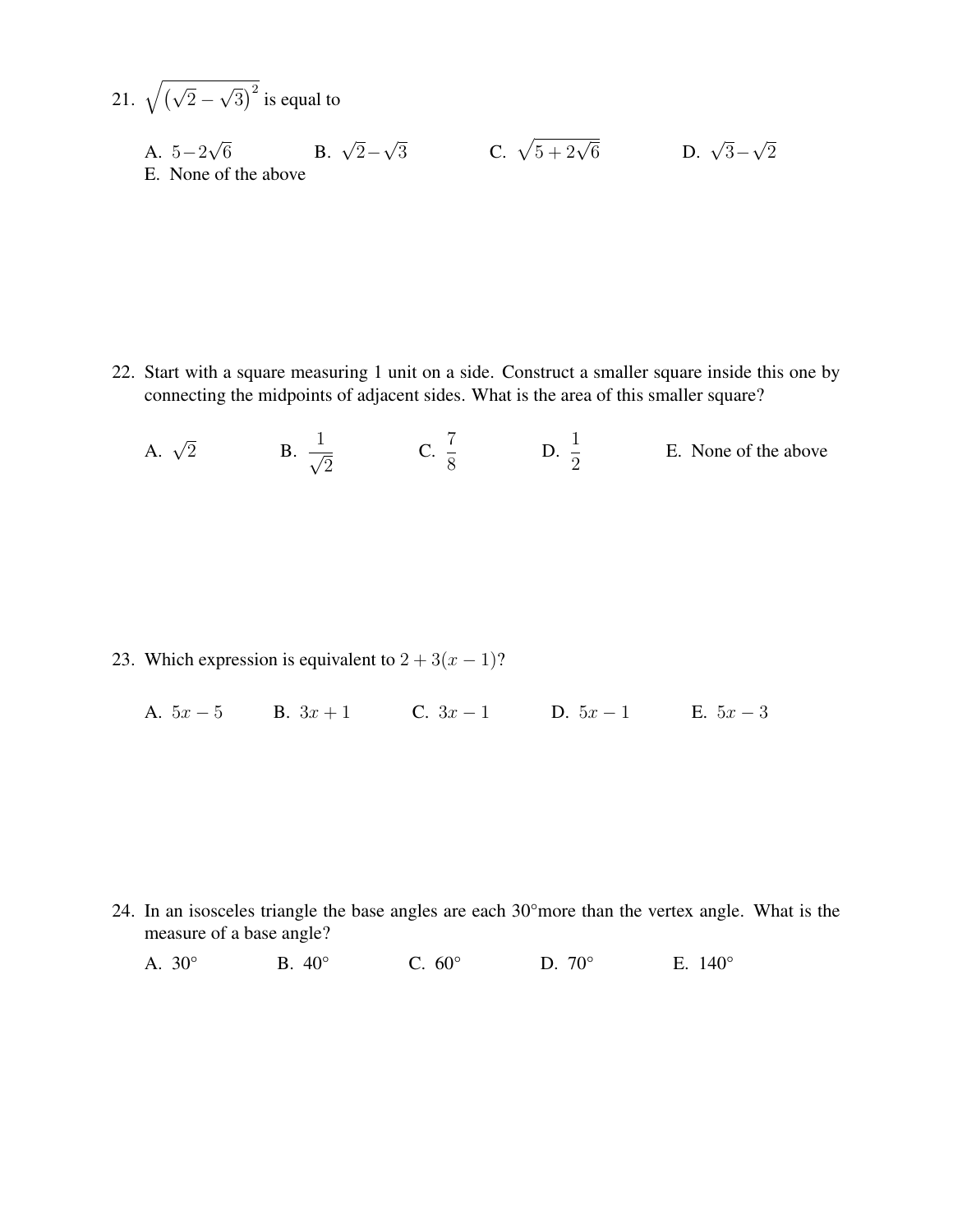21. $\sqrt{\left(\sqrt{2}-\sqrt{3}\right)^2}$ is equal to

    A. $5-2\sqrt{6}$ B. $\sqrt{2}-\sqrt{3}$ C. $\sqrt{5+2\sqrt{6}}$ D. $\sqrt{3}-\sqrt{2}$
    E. None of the above

22. Start with a square measuring 1 unit on a side. Construct a smaller square inside this one by connecting the midpoints of adjacent sides. What is the area of this smaller square?

    A. $\sqrt{2}$ B. $\frac{1}{\sqrt{2}}$ C. $\frac{7}{8}$ D. $\frac{1}{2}$ E. None of the above

23. Which expression is equivalent to $2+3(x-1)$?

    A. $5x-5$ B. $3x+1$ C. $3x-1$ D. $5x-1$ E. $5x-3$

24. In an isosceles triangle the base angles are each 30°more than the vertex angle. What is the measure of a base angle?

    A. 30° B. 40° C. 60° D. 70° E. 140°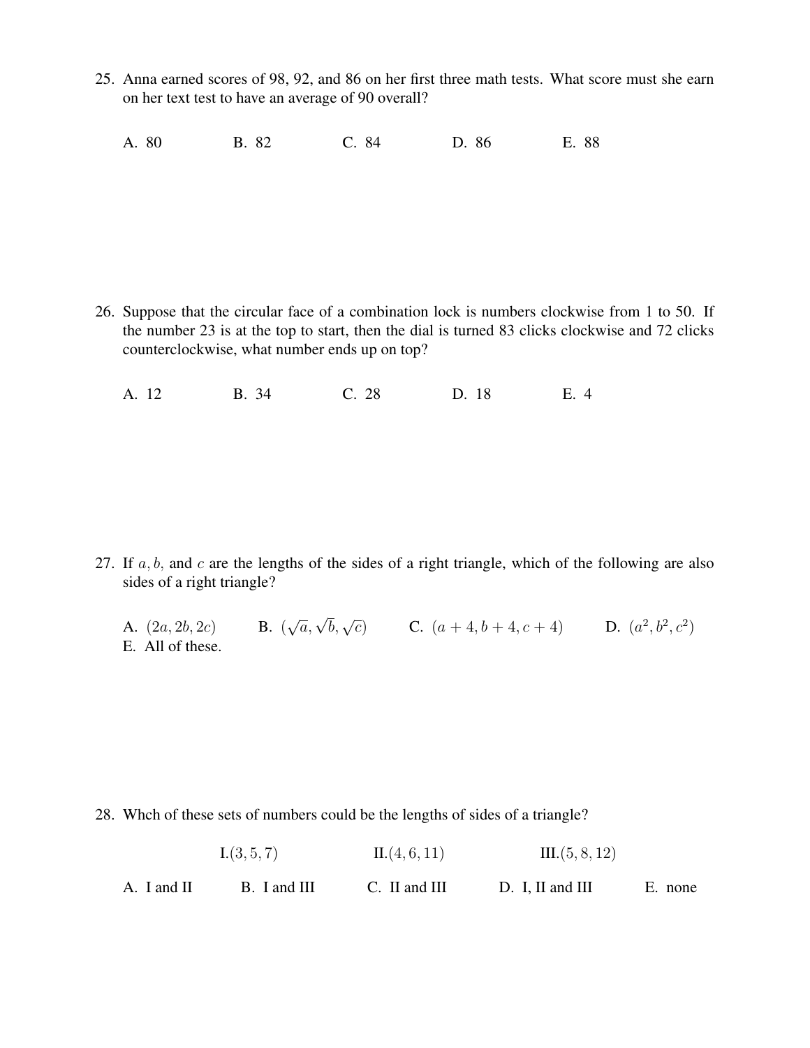25. Anna earned scores of 98, 92, and 86 on her first three math tests. What score must she earn on her text test to have an average of 90 overall?

A. 80 B. 82 C. 84 D. 86 E. 88

26. Suppose that the circular face of a combination lock is numbers clockwise from 1 to 50. If the number 23 is at the top to start, then the dial is turned 83 clicks clockwise and 72 clicks counterclockwise, what number ends up on top?

A. 12 B. 34 C. 28 D. 18 E. 4

27. If $a$, $b$, and $c$ are the lengths of the sides of a right triangle, which of the following are also sides of a right triangle?

A. $(2a, 2b, 2c)$ B. $(\sqrt{a}, \sqrt{b}, \sqrt{c})$ C. $(a+4, b+4, c+4)$ D. $(a^2, b^2, c^2)$
E. All of these.

28. Whch of these sets of numbers could be the lengths of sides of a triangle?

I.$(3, 5, 7)$ II.$(4, 6, 11)$ III.$(5, 8, 12)$

A. I and II B. I and III C. II and III D. I, II and III E. none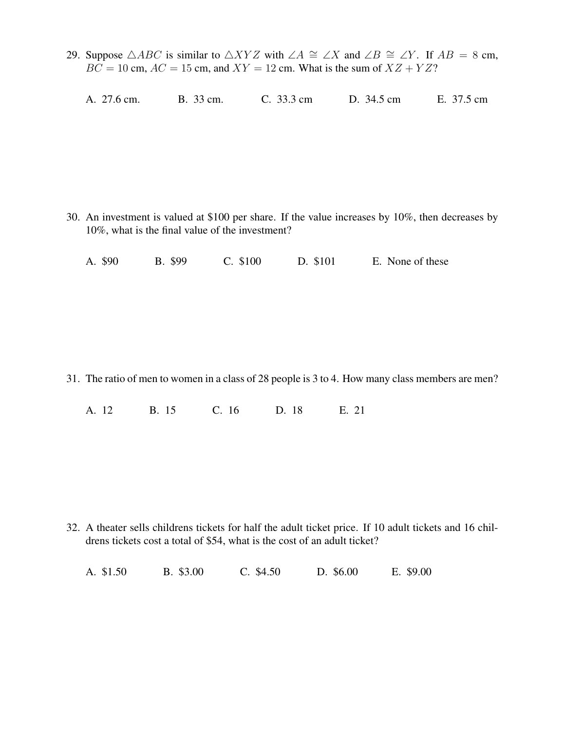29. Suppose $\triangle ABC$ is similar to $\triangle XYZ$ with $\angle A \cong \angle X$ and $\angle B \cong \angle Y$. If $AB = 8$ cm, $BC = 10$ cm, $AC = 15$ cm, and $XY = 12$ cm. What is the sum of $XZ + YZ$?

    A. 27.6 cm.    B. 33 cm.    C. 33.3 cm    D. 34.5 cm    E. 37.5 cm

30. An investment is valued at $100 per share. If the value increases by 10%, then decreases by 10%, what is the final value of the investment?

    A. $90    B. $99    C. $100    D. $101    E. None of these

31. The ratio of men to women in a class of 28 people is 3 to 4. How many class members are men?

    A. 12    B. 15    C. 16    D. 18    E. 21

32. A theater sells childrens tickets for half the adult ticket price. If 10 adult tickets and 16 childrens tickets cost a total of $54, what is the cost of an adult ticket?

    A. $1.50    B. $3.00    C. $4.50    D. $6.00    E. $9.00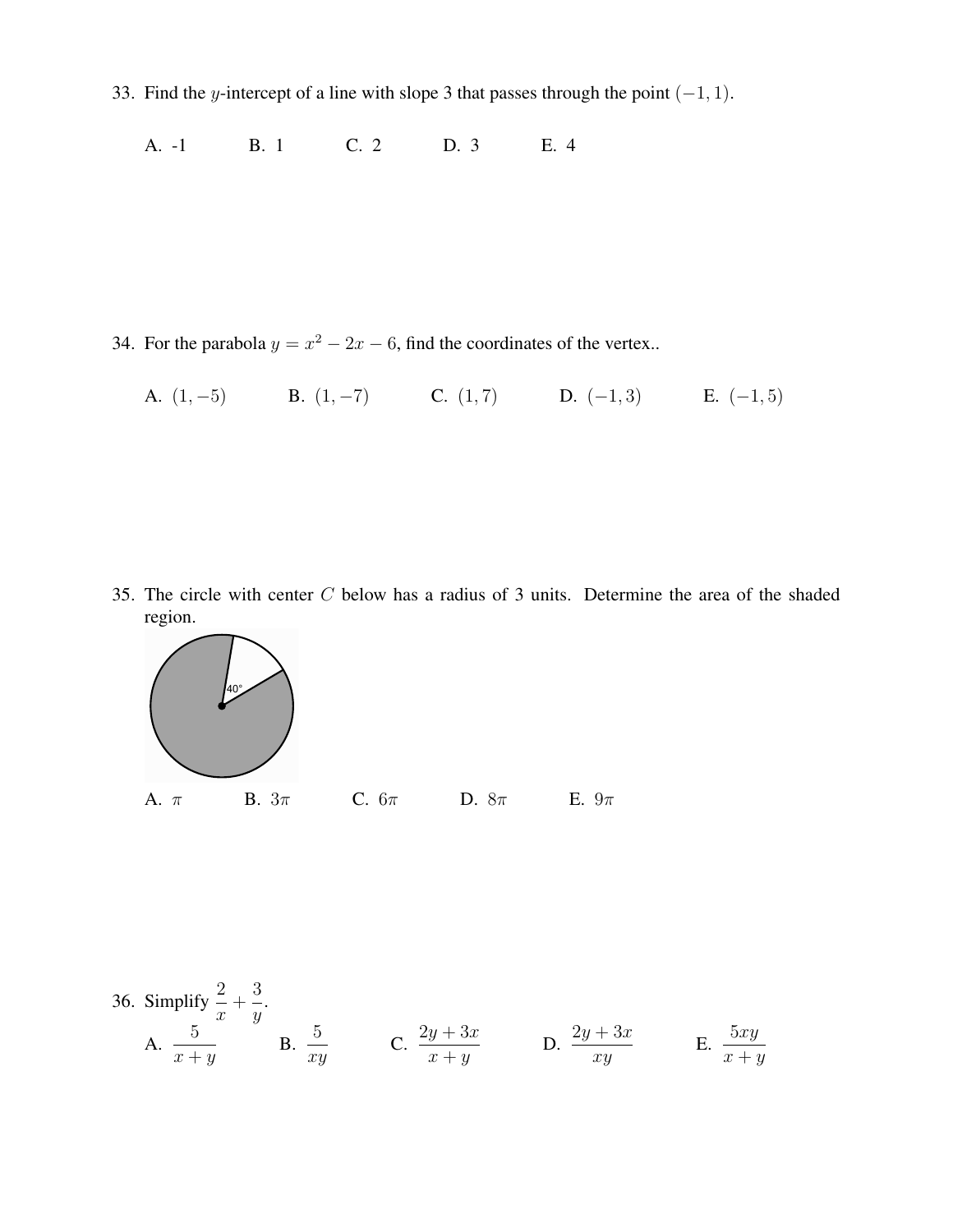33. Find the $y$-intercept of a line with slope 3 that passes through the point $(-1, 1)$.

    A. -1 B. 1 C. 2 D. 3 E. 4

34. For the parabola $y = x^2 - 2x - 6$, find the coordinates of the vertex..

    A. $(1, -5)$ B. $(1, -7)$ C. $(1, 7)$ D. $(-1, 3)$ E. $(-1, 5)$

35. The circle with center $C$ below has a radius of 3 units. Determine the area of the shaded region.

    A. $\pi$ B. $3\pi$ C. $6\pi$ D. $8\pi$ E. $9\pi$

36. Simplify $\dfrac{2}{x} + \dfrac{3}{y}$.

    A. $\dfrac{5}{x+y}$ B. $\dfrac{5}{xy}$ C. $\dfrac{2y+3x}{x+y}$ D. $\dfrac{2y+3x}{xy}$ E. $\dfrac{5xy}{x+y}$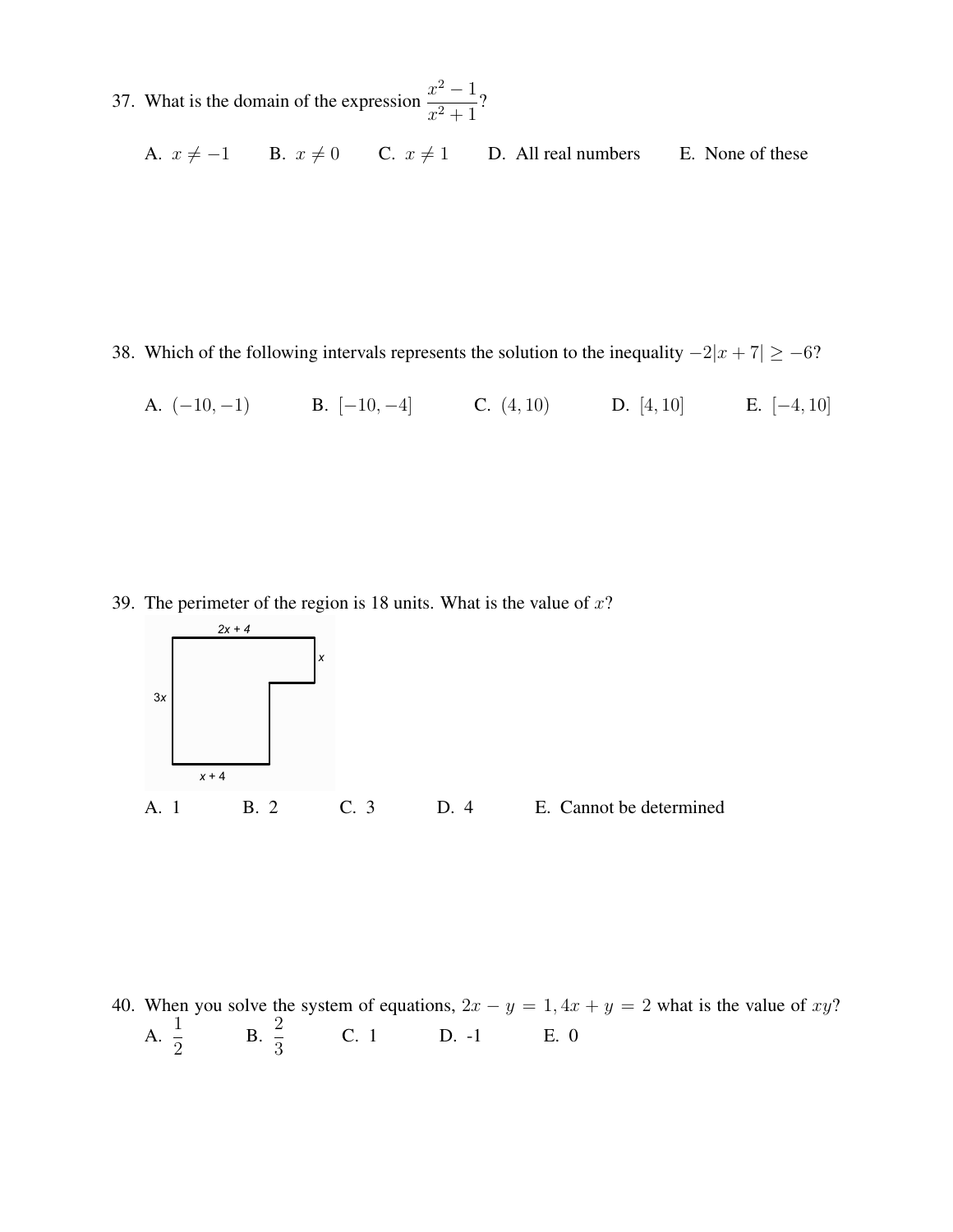37. What is the domain of the expression $\dfrac{x^2-1}{x^2+1}$?

A. $x \neq -1$  B. $x \neq 0$  C. $x \neq 1$  D. All real numbers  E. None of these

38. Which of the following intervals represents the solution to the inequality $-2|x+7| \geq -6$?

A. $(-10, -1)$  B. $[-10, -4]$  C. $(4, 10)$  D. $[4, 10]$  E. $[-4, 10]$

39. The perimeter of the region is 18 units. What is the value of $x$?

2x + 4

x

3x

x + 4

A. 1  B. 2  C. 3  D. 4  E. Cannot be determined

40. When you solve the system of equations, $2x - y = 1, 4x + y = 2$ what is the value of $xy$?

A. $\dfrac{1}{2}$  B. $\dfrac{2}{3}$  C. 1  D. -1  E. 0